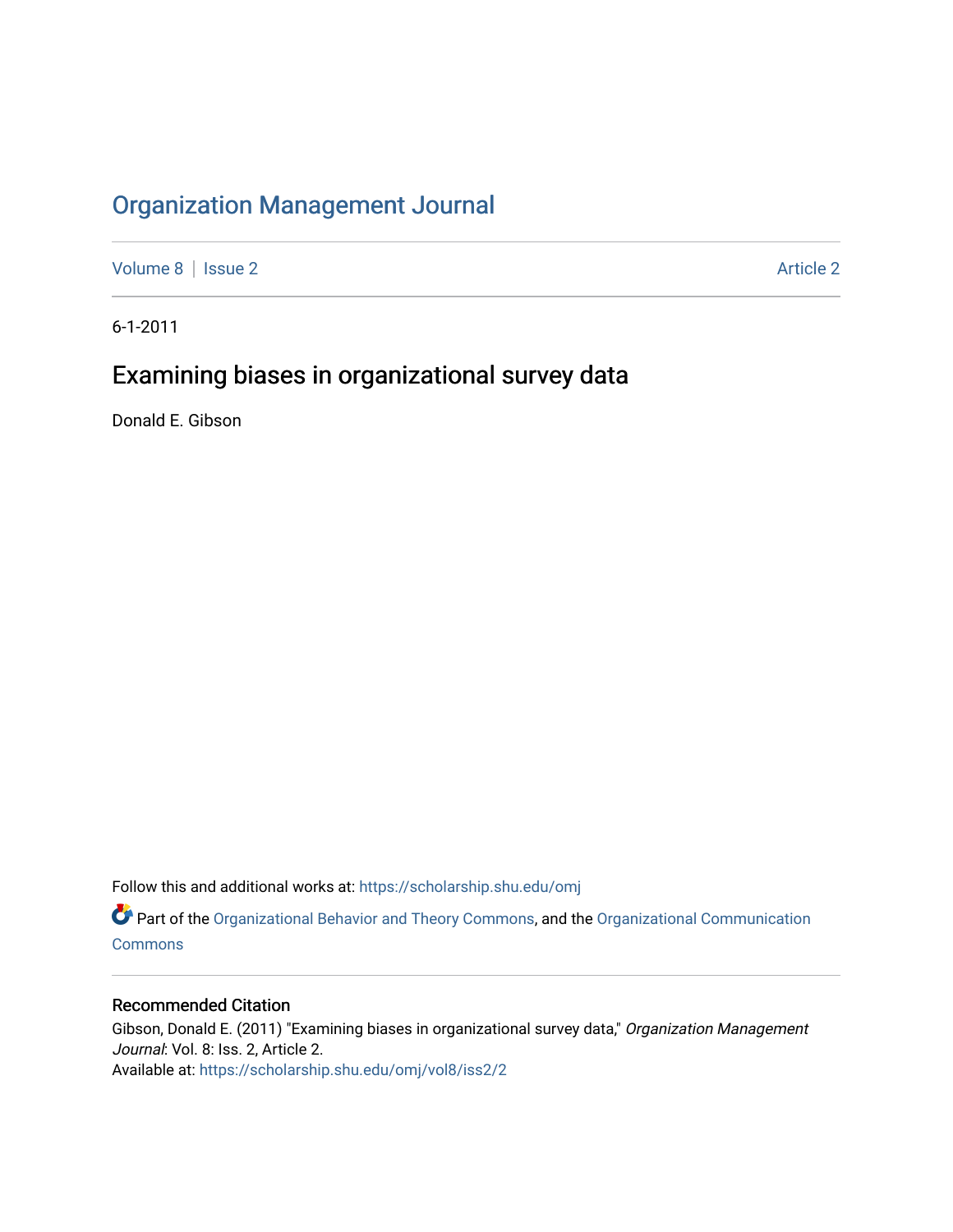# Organization Management Journal

Volume 8 | Issue 2 Article 2

6-1-2011

## Examining biases in organizational survey data

Donald E. Gibson

Follow this and additional works at: https://scholarship.shu.edu/omj

Part of the Organizational Behavior and Theory Commons, and the Organizational Communication Commons

### Recommended Citation

Gibson, Donald E. (2011) "Examining biases in organizational survey data," *Organization Management Journal*: Vol. 8: Iss. 2, Article 2.
Available at: https://scholarship.shu.edu/omj/vol8/iss2/2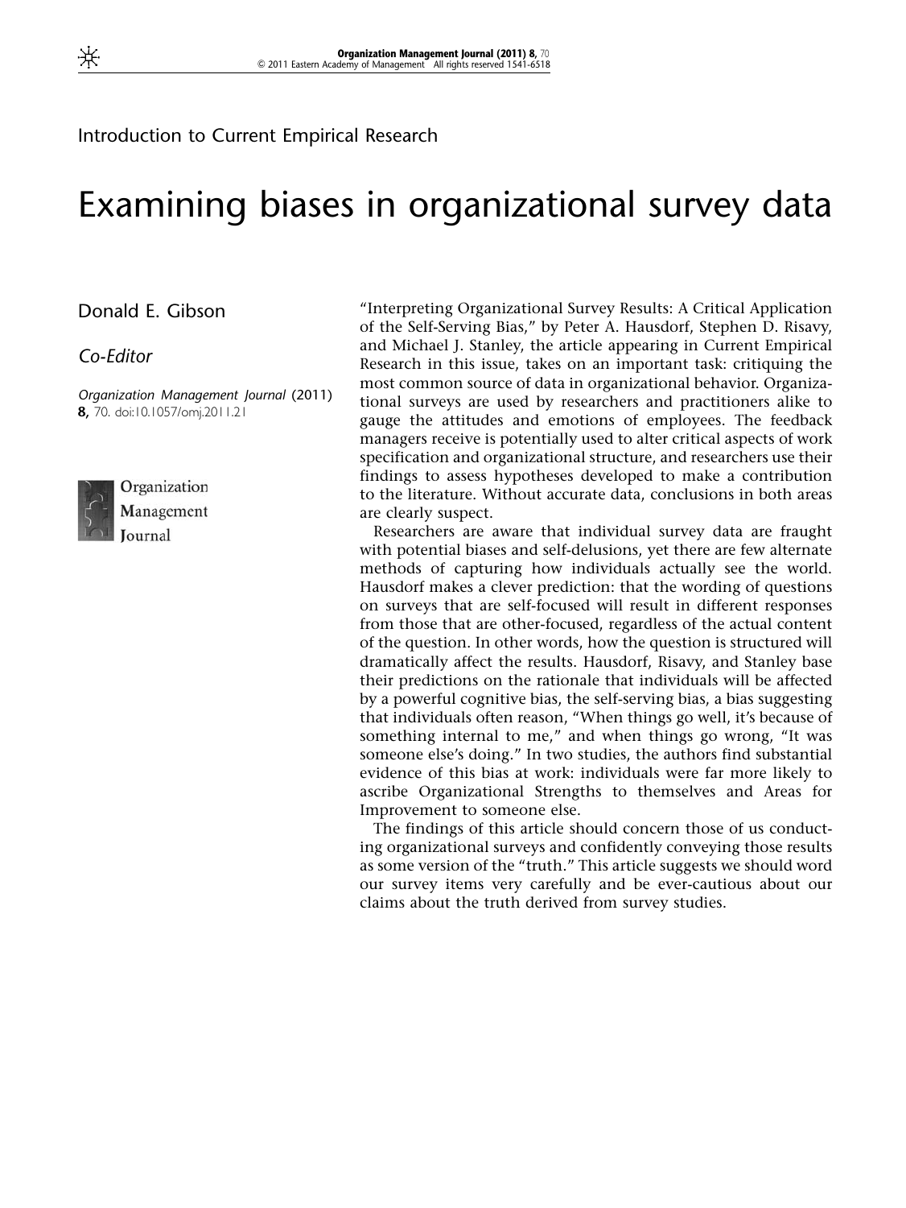Introduction to Current Empirical Research

# Examining biases in organizational survey data

Donald E. Gibson

*Co-Editor*

*Organization Management Journal* (2011) **8,** 70. doi:10.1057/omj.2011.21

"Interpreting Organizational Survey Results: A Critical Application of the Self-Serving Bias," by Peter A. Hausdorf, Stephen D. Risavy, and Michael J. Stanley, the article appearing in Current Empirical Research in this issue, takes on an important task: critiquing the most common source of data in organizational behavior. Organizational surveys are used by researchers and practitioners alike to gauge the attitudes and emotions of employees. The feedback managers receive is potentially used to alter critical aspects of work specification and organizational structure, and researchers use their findings to assess hypotheses developed to make a contribution to the literature. Without accurate data, conclusions in both areas are clearly suspect.

Researchers are aware that individual survey data are fraught with potential biases and self-delusions, yet there are few alternate methods of capturing how individuals actually see the world. Hausdorf makes a clever prediction: that the wording of questions on surveys that are self-focused will result in different responses from those that are other-focused, regardless of the actual content of the question. In other words, how the question is structured will dramatically affect the results. Hausdorf, Risavy, and Stanley base their predictions on the rationale that individuals will be affected by a powerful cognitive bias, the self-serving bias, a bias suggesting that individuals often reason, "When things go well, it's because of something internal to me," and when things go wrong, "It was someone else's doing." In two studies, the authors find substantial evidence of this bias at work: individuals were far more likely to ascribe Organizational Strengths to themselves and Areas for Improvement to someone else.

The findings of this article should concern those of us conducting organizational surveys and confidently conveying those results as some version of the "truth." This article suggests we should word our survey items very carefully and be ever-cautious about our claims about the truth derived from survey studies.